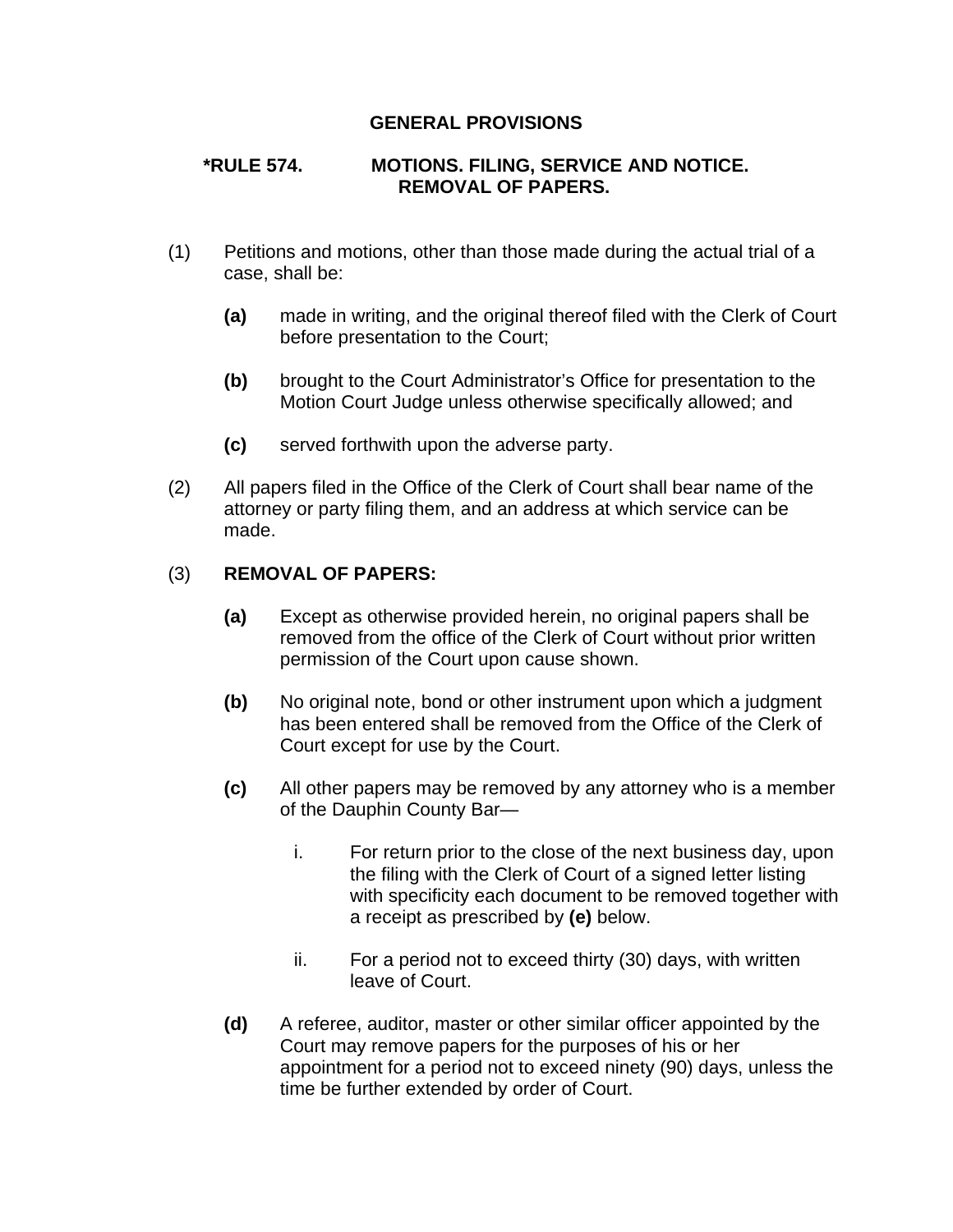## GENERAL PROVISIONS

### *RULE 574. MOTIONS. FILING, SERVICE AND NOTICE. REMOVAL OF PAPERS.

(1) Petitions and motions, other than those made during the actual trial of a case, shall be:

  **(a)** made in writing, and the original thereof filed with the Clerk of Court before presentation to the Court;

  **(b)** brought to the Court Administrator's Office for presentation to the Motion Court Judge unless otherwise specifically allowed; and

  **(c)** served forthwith upon the adverse party.

(2) All papers filed in the Office of the Clerk of Court shall bear name of the attorney or party filing them, and an address at which service can be made.

(3) **REMOVAL OF PAPERS:**

  **(a)** Except as otherwise provided herein, no original papers shall be removed from the office of the Clerk of Court without prior written permission of the Court upon cause shown.

  **(b)** No original note, bond or other instrument upon which a judgment has been entered shall be removed from the Office of the Clerk of Court except for use by the Court.

  **(c)** All other papers may be removed by any attorney who is a member of the Dauphin County Bar—

    i. For return prior to the close of the next business day, upon the filing with the Clerk of Court of a signed letter listing with specificity each document to be removed together with a receipt as prescribed by **(e)** below.

    ii. For a period not to exceed thirty (30) days, with written leave of Court.

  **(d)** A referee, auditor, master or other similar officer appointed by the Court may remove papers for the purposes of his or her appointment for a period not to exceed ninety (90) days, unless the time be further extended by order of Court.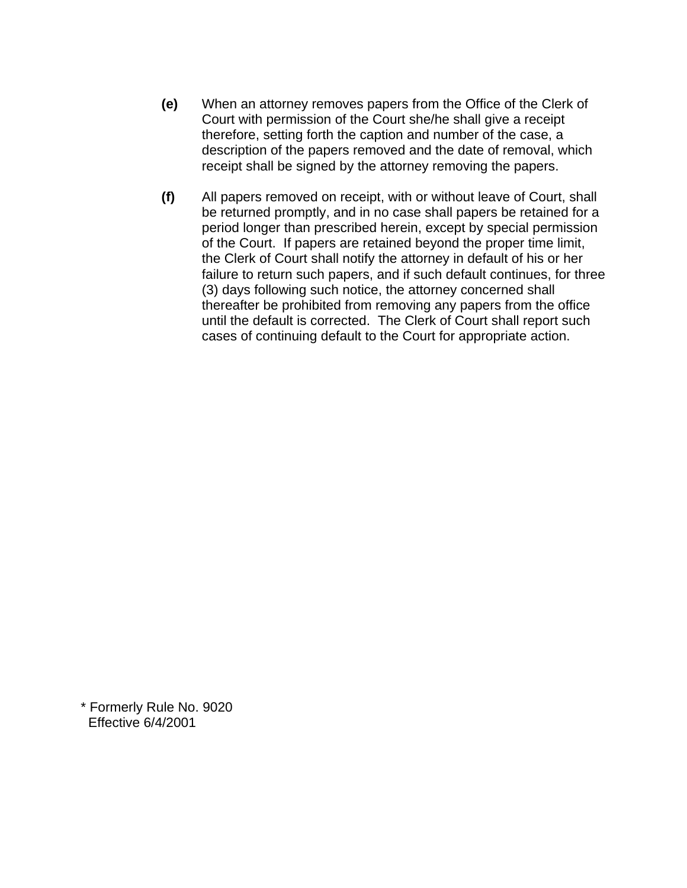**(e)** When an attorney removes papers from the Office of the Clerk of Court with permission of the Court she/he shall give a receipt therefore, setting forth the caption and number of the case, a description of the papers removed and the date of removal, which receipt shall be signed by the attorney removing the papers.

**(f)** All papers removed on receipt, with or without leave of Court, shall be returned promptly, and in no case shall papers be retained for a period longer than prescribed herein, except by special permission of the Court. If papers are retained beyond the proper time limit, the Clerk of Court shall notify the attorney in default of his or her failure to return such papers, and if such default continues, for three (3) days following such notice, the attorney concerned shall thereafter be prohibited from removing any papers from the office until the default is corrected. The Clerk of Court shall report such cases of continuing default to the Court for appropriate action.

\* Formerly Rule No. 9020
Effective 6/4/2001